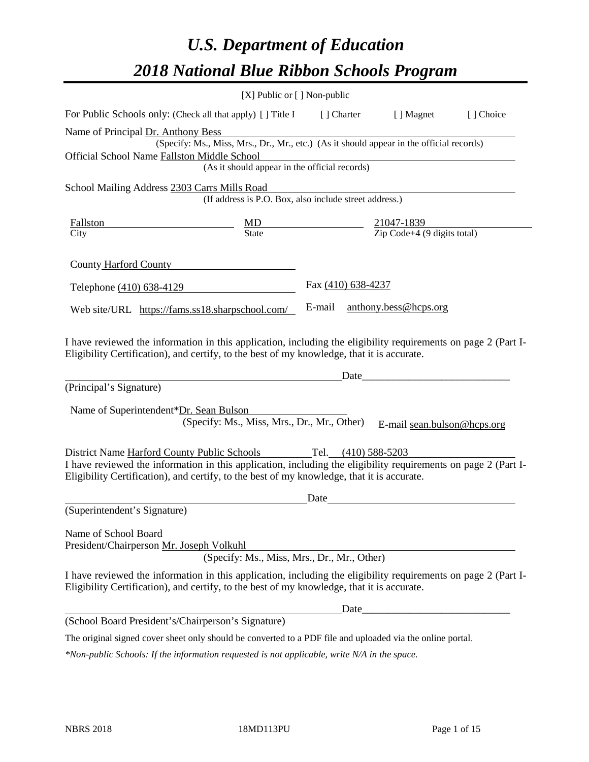# *U.S. Department of Education*

# *2018 National Blue Ribbon Schools Program*

[X] Public or [ ] Non-public

For Public Schools only: (Check all that apply) [ ] Title I [ ] Charter [ ] Magnet [ ] Choice

Name of Principal Dr. Anthony Bess
(Specify: Ms., Miss, Mrs., Dr., Mr., etc.) (As it should appear in the official records)

Official School Name Fallston Middle School
(As it should appear in the official records)

School Mailing Address 2303 Carrs Mills Road
(If address is P.O. Box, also include street address.)

| Fallston | MD | 21047-1839 |
|---|---|---|
| City | State | Zip Code+4 (9 digits total) |

County Harford County

Telephone (410) 638-4129 Fax (410) 638-4237

Web site/URL https://fams.ss18.sharpschool.com/ E-mail anthony.bess@hcps.org

I have reviewed the information in this application, including the eligibility requirements on page 2 (Part I-Eligibility Certification), and certify, to the best of my knowledge, that it is accurate.

_______________________________________ Date_______________________
(Principal's Signature)

Name of Superintendent*Dr. Sean Bulson
(Specify: Ms., Miss, Mrs., Dr., Mr., Other) E-mail sean.bulson@hcps.org

District Name Harford County Public Schools Tel. (410) 588-5203

I have reviewed the information in this application, including the eligibility requirements on page 2 (Part I-Eligibility Certification), and certify, to the best of my knowledge, that it is accurate.

_______________________________________ Date_______________________
(Superintendent's Signature)

Name of School Board
President/Chairperson Mr. Joseph Volkuhl
(Specify: Ms., Miss, Mrs., Dr., Mr., Other)

I have reviewed the information in this application, including the eligibility requirements on page 2 (Part I-Eligibility Certification), and certify, to the best of my knowledge, that it is accurate.

_______________________________________ Date_______________________
(School Board President's/Chairperson's Signature)

The original signed cover sheet only should be converted to a PDF file and uploaded via the online portal.

*\*Non-public Schools: If the information requested is not applicable, write N/A in the space.*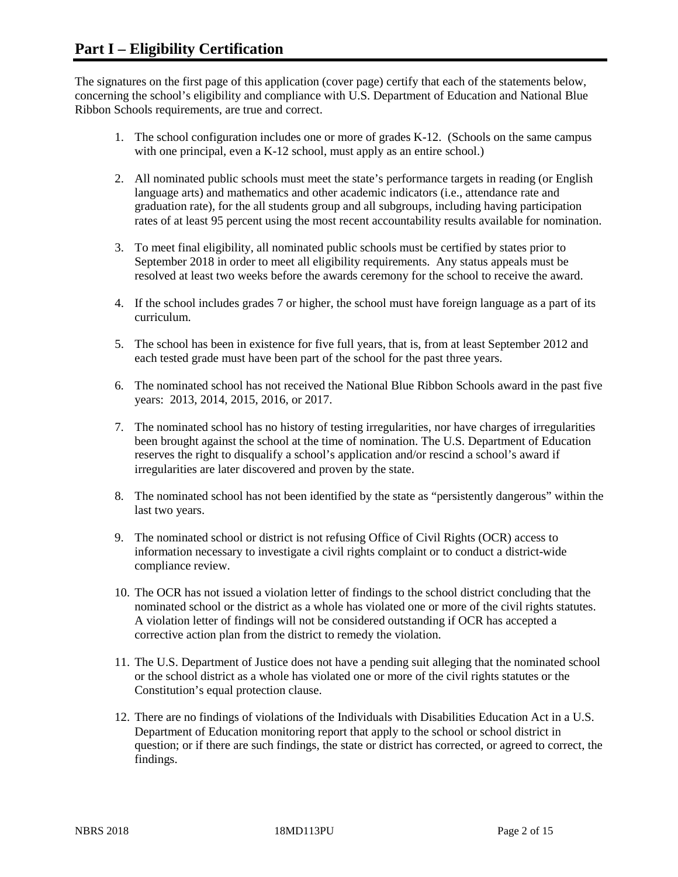# Part I – Eligibility Certification

The signatures on the first page of this application (cover page) certify that each of the statements below, concerning the school's eligibility and compliance with U.S. Department of Education and National Blue Ribbon Schools requirements, are true and correct.

1. The school configuration includes one or more of grades K-12. (Schools on the same campus with one principal, even a K-12 school, must apply as an entire school.)

2. All nominated public schools must meet the state's performance targets in reading (or English language arts) and mathematics and other academic indicators (i.e., attendance rate and graduation rate), for the all students group and all subgroups, including having participation rates of at least 95 percent using the most recent accountability results available for nomination.

3. To meet final eligibility, all nominated public schools must be certified by states prior to September 2018 in order to meet all eligibility requirements. Any status appeals must be resolved at least two weeks before the awards ceremony for the school to receive the award.

4. If the school includes grades 7 or higher, the school must have foreign language as a part of its curriculum.

5. The school has been in existence for five full years, that is, from at least September 2012 and each tested grade must have been part of the school for the past three years.

6. The nominated school has not received the National Blue Ribbon Schools award in the past five years: 2013, 2014, 2015, 2016, or 2017.

7. The nominated school has no history of testing irregularities, nor have charges of irregularities been brought against the school at the time of nomination. The U.S. Department of Education reserves the right to disqualify a school's application and/or rescind a school's award if irregularities are later discovered and proven by the state.

8. The nominated school has not been identified by the state as "persistently dangerous" within the last two years.

9. The nominated school or district is not refusing Office of Civil Rights (OCR) access to information necessary to investigate a civil rights complaint or to conduct a district-wide compliance review.

10. The OCR has not issued a violation letter of findings to the school district concluding that the nominated school or the district as a whole has violated one or more of the civil rights statutes. A violation letter of findings will not be considered outstanding if OCR has accepted a corrective action plan from the district to remedy the violation.

11. The U.S. Department of Justice does not have a pending suit alleging that the nominated school or the school district as a whole has violated one or more of the civil rights statutes or the Constitution's equal protection clause.

12. There are no findings of violations of the Individuals with Disabilities Education Act in a U.S. Department of Education monitoring report that apply to the school or school district in question; or if there are such findings, the state or district has corrected, or agreed to correct, the findings.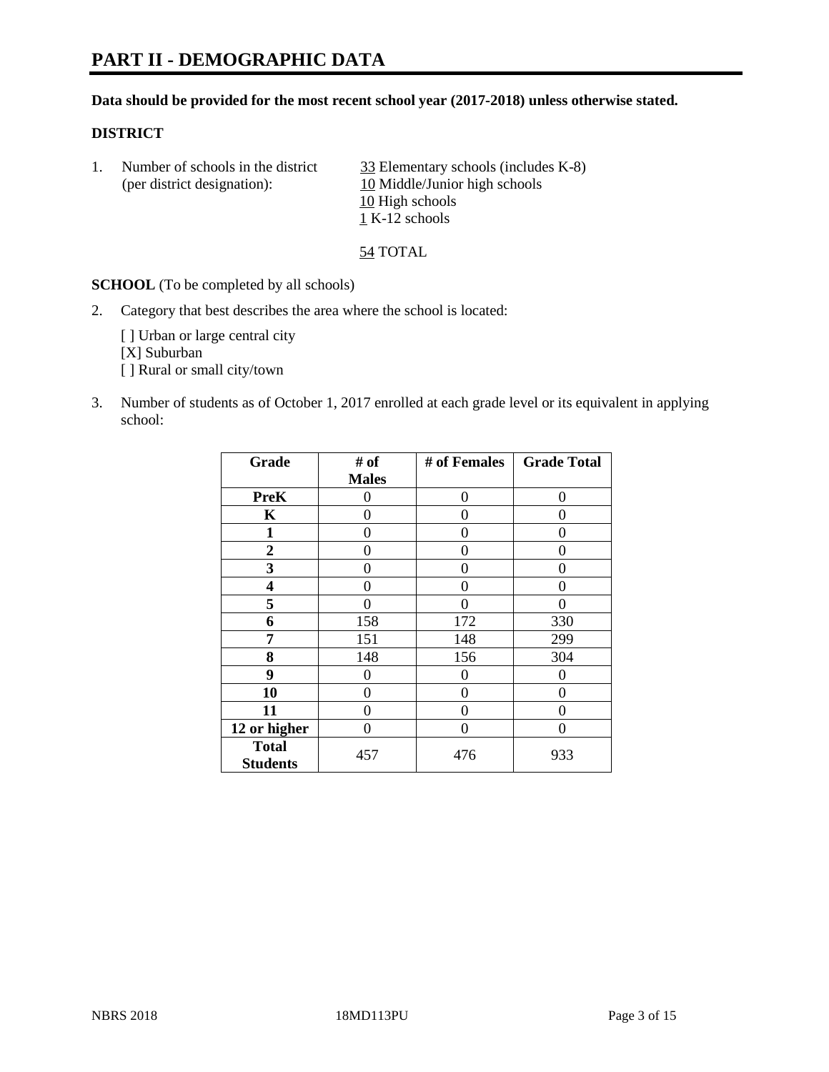# PART II - DEMOGRAPHIC DATA

**Data should be provided for the most recent school year (2017-2018) unless otherwise stated.**

## DISTRICT

1. Number of schools in the district (per district designation):
   - 33 Elementary schools (includes K-8)
   - 10 Middle/Junior high schools
   - 10 High schools
   - 1 K-12 schools

   54 TOTAL

**SCHOOL** (To be completed by all schools)

2. Category that best describes the area where the school is located:

   [ ] Urban or large central city
   [X] Suburban
   [ ] Rural or small city/town

3. Number of students as of October 1, 2017 enrolled at each grade level or its equivalent in applying school:

| Grade | # of Males | # of Females | Grade Total |
|---|---|---|---|
| PreK | 0 | 0 | 0 |
| K | 0 | 0 | 0 |
| 1 | 0 | 0 | 0 |
| 2 | 0 | 0 | 0 |
| 3 | 0 | 0 | 0 |
| 4 | 0 | 0 | 0 |
| 5 | 0 | 0 | 0 |
| 6 | 158 | 172 | 330 |
| 7 | 151 | 148 | 299 |
| 8 | 148 | 156 | 304 |
| 9 | 0 | 0 | 0 |
| 10 | 0 | 0 | 0 |
| 11 | 0 | 0 | 0 |
| 12 or higher | 0 | 0 | 0 |
| Total Students | 457 | 476 | 933 |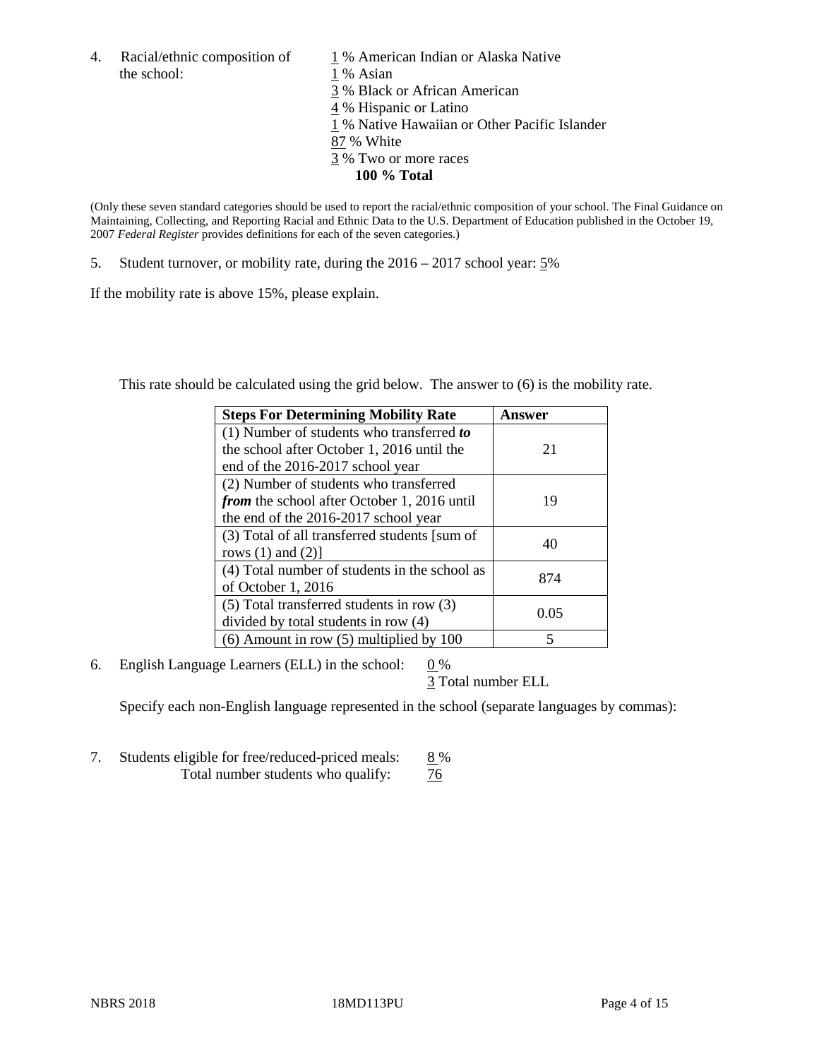4. Racial/ethnic composition of the school:

1 % American Indian or Alaska Native
1 % Asian
3 % Black or African American
4 % Hispanic or Latino
1 % Native Hawaiian or Other Pacific Islander
87 % White
3 % Two or more races
**100 % Total**

(Only these seven standard categories should be used to report the racial/ethnic composition of your school. The Final Guidance on Maintaining, Collecting, and Reporting Racial and Ethnic Data to the U.S. Department of Education published in the October 19, 2007 *Federal Register* provides definitions for each of the seven categories.)

5. Student turnover, or mobility rate, during the 2016 – 2017 school year: 5%

If the mobility rate is above 15%, please explain.

This rate should be calculated using the grid below. The answer to (6) is the mobility rate.

| Steps For Determining Mobility Rate | Answer |
|---|---|
| (1) Number of students who transferred ***to*** the school after October 1, 2016 until the end of the 2016-2017 school year | 21 |
| (2) Number of students who transferred ***from*** the school after October 1, 2016 until the end of the 2016-2017 school year | 19 |
| (3) Total of all transferred students [sum of rows (1) and (2)] | 40 |
| (4) Total number of students in the school as of October 1, 2016 | 874 |
| (5) Total transferred students in row (3) divided by total students in row (4) | 0.05 |
| (6) Amount in row (5) multiplied by 100 | 5 |

6. English Language Learners (ELL) in the school: 0 %
3 Total number ELL

Specify each non-English language represented in the school (separate languages by commas):

7. Students eligible for free/reduced-priced meals: 8 %
Total number students who qualify: 76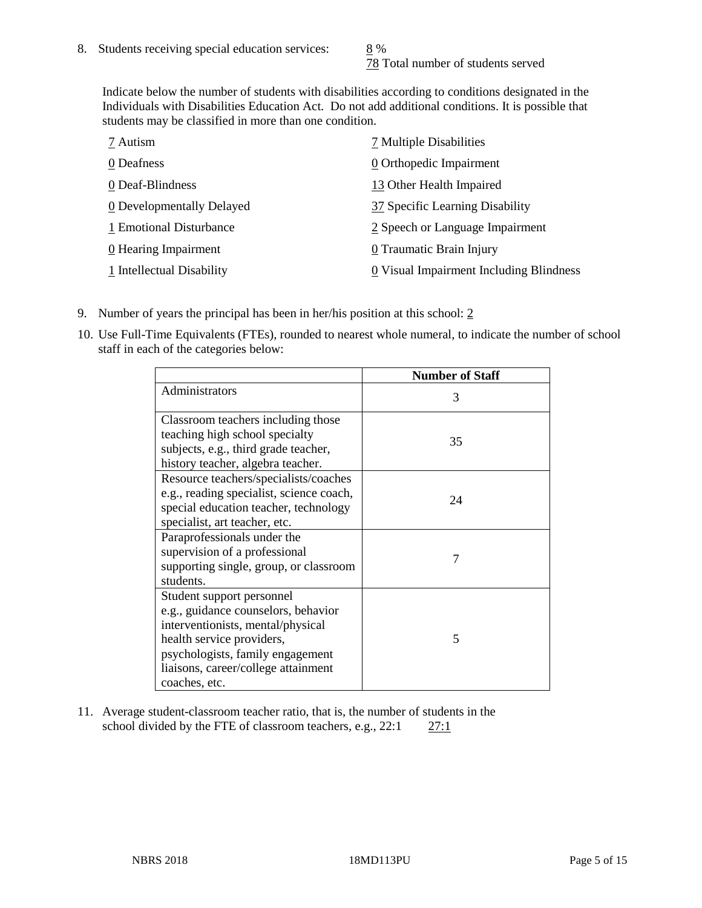8. Students receiving special education services: 8 %
   78 Total number of students served

   Indicate below the number of students with disabilities according to conditions designated in the Individuals with Disabilities Education Act. Do not add additional conditions. It is possible that students may be classified in more than one condition.

   7 Autism
   0 Deafness
   0 Deaf-Blindness
   0 Developmentally Delayed
   1 Emotional Disturbance
   0 Hearing Impairment
   1 Intellectual Disability
   7 Multiple Disabilities
   0 Orthopedic Impairment
   13 Other Health Impaired
   37 Specific Learning Disability
   2 Speech or Language Impairment
   0 Traumatic Brain Injury
   0 Visual Impairment Including Blindness

9. Number of years the principal has been in her/his position at this school: 2

10. Use Full-Time Equivalents (FTEs), rounded to nearest whole numeral, to indicate the number of school staff in each of the categories below:

| | Number of Staff |
|---|---|
| Administrators | 3 |
| Classroom teachers including those teaching high school specialty subjects, e.g., third grade teacher, history teacher, algebra teacher. | 35 |
| Resource teachers/specialists/coaches e.g., reading specialist, science coach, special education teacher, technology specialist, art teacher, etc. | 24 |
| Paraprofessionals under the supervision of a professional supporting single, group, or classroom students. | 7 |
| Student support personnel e.g., guidance counselors, behavior interventionists, mental/physical health service providers, psychologists, family engagement liaisons, career/college attainment coaches, etc. | 5 |

11. Average student-classroom teacher ratio, that is, the number of students in the school divided by the FTE of classroom teachers, e.g., 22:1 27:1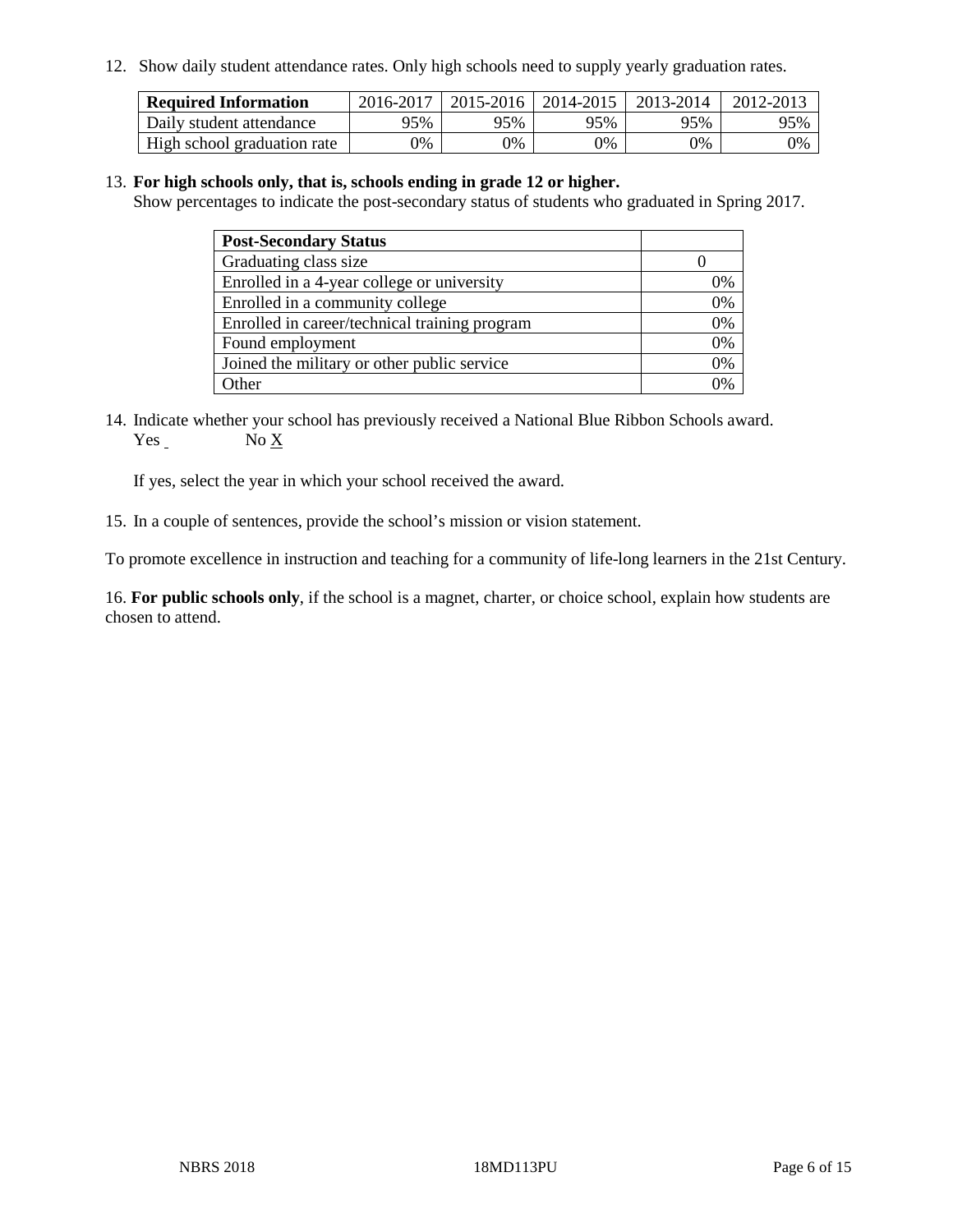12. Show daily student attendance rates. Only high schools need to supply yearly graduation rates.

| Required Information | 2016-2017 | 2015-2016 | 2014-2015 | 2013-2014 | 2012-2013 |
|---|---|---|---|---|---|
| Daily student attendance | 95% | 95% | 95% | 95% | 95% |
| High school graduation rate | 0% | 0% | 0% | 0% | 0% |

13. **For high schools only, that is, schools ending in grade 12 or higher.**
Show percentages to indicate the post-secondary status of students who graduated in Spring 2017.

| Post-Secondary Status | |
|---|---|
| Graduating class size | 0 |
| Enrolled in a 4-year college or university | 0% |
| Enrolled in a community college | 0% |
| Enrolled in career/technical training program | 0% |
| Found employment | 0% |
| Joined the military or other public service | 0% |
| Other | 0% |

14. Indicate whether your school has previously received a National Blue Ribbon Schools award.
Yes _ No X

If yes, select the year in which your school received the award.

15. In a couple of sentences, provide the school's mission or vision statement.

To promote excellence in instruction and teaching for a community of life-long learners in the 21st Century.

16. **For public schools only**, if the school is a magnet, charter, or choice school, explain how students are chosen to attend.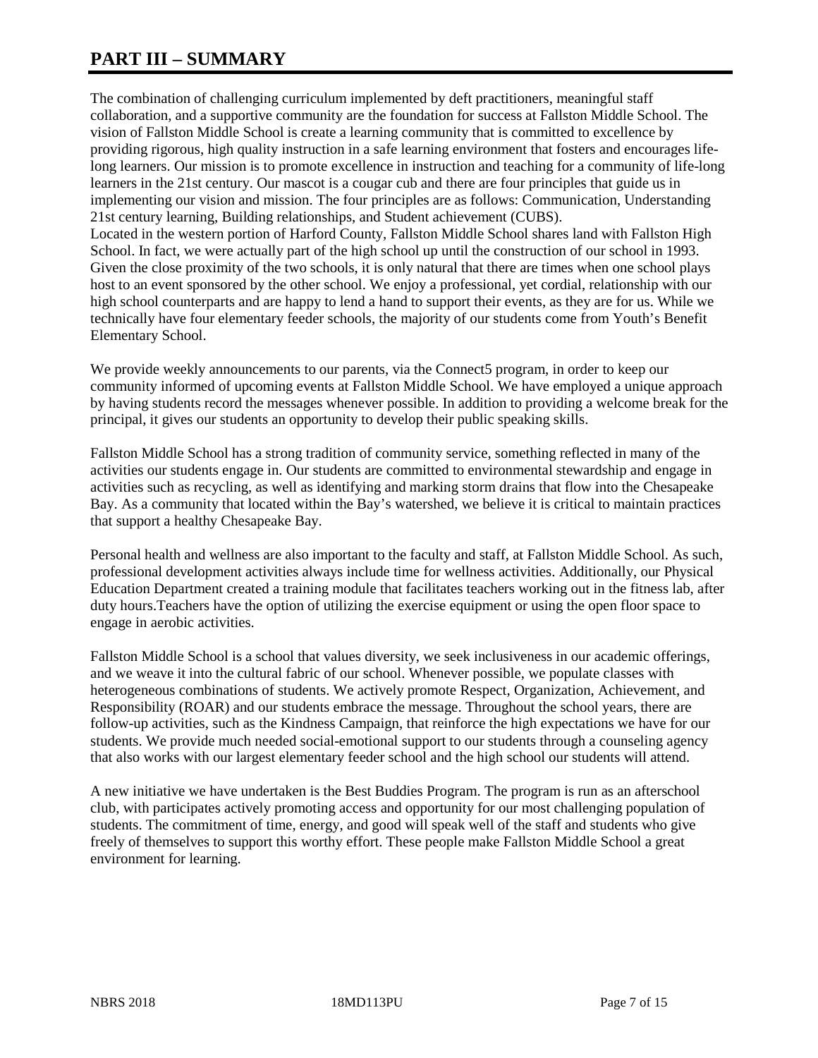# PART III – SUMMARY

The combination of challenging curriculum implemented by deft practitioners, meaningful staff collaboration, and a supportive community are the foundation for success at Fallston Middle School. The vision of Fallston Middle School is create a learning community that is committed to excellence by providing rigorous, high quality instruction in a safe learning environment that fosters and encourages life-long learners. Our mission is to promote excellence in instruction and teaching for a community of life-long learners in the 21st century. Our mascot is a cougar cub and there are four principles that guide us in implementing our vision and mission. The four principles are as follows: Communication, Understanding 21st century learning, Building relationships, and Student achievement (CUBS).
Located in the western portion of Harford County, Fallston Middle School shares land with Fallston High School. In fact, we were actually part of the high school up until the construction of our school in 1993. Given the close proximity of the two schools, it is only natural that there are times when one school plays host to an event sponsored by the other school. We enjoy a professional, yet cordial, relationship with our high school counterparts and are happy to lend a hand to support their events, as they are for us. While we technically have four elementary feeder schools, the majority of our students come from Youth's Benefit Elementary School.

We provide weekly announcements to our parents, via the Connect5 program, in order to keep our community informed of upcoming events at Fallston Middle School. We have employed a unique approach by having students record the messages whenever possible. In addition to providing a welcome break for the principal, it gives our students an opportunity to develop their public speaking skills.

Fallston Middle School has a strong tradition of community service, something reflected in many of the activities our students engage in. Our students are committed to environmental stewardship and engage in activities such as recycling, as well as identifying and marking storm drains that flow into the Chesapeake Bay. As a community that located within the Bay's watershed, we believe it is critical to maintain practices that support a healthy Chesapeake Bay.

Personal health and wellness are also important to the faculty and staff, at Fallston Middle School. As such, professional development activities always include time for wellness activities. Additionally, our Physical Education Department created a training module that facilitates teachers working out in the fitness lab, after duty hours.Teachers have the option of utilizing the exercise equipment or using the open floor space to engage in aerobic activities.

Fallston Middle School is a school that values diversity, we seek inclusiveness in our academic offerings, and we weave it into the cultural fabric of our school. Whenever possible, we populate classes with heterogeneous combinations of students. We actively promote Respect, Organization, Achievement, and Responsibility (ROAR) and our students embrace the message. Throughout the school years, there are follow-up activities, such as the Kindness Campaign, that reinforce the high expectations we have for our students. We provide much needed social-emotional support to our students through a counseling agency that also works with our largest elementary feeder school and the high school our students will attend.

A new initiative we have undertaken is the Best Buddies Program. The program is run as an afterschool club, with participates actively promoting access and opportunity for our most challenging population of students. The commitment of time, energy, and good will speak well of the staff and students who give freely of themselves to support this worthy effort. These people make Fallston Middle School a great environment for learning.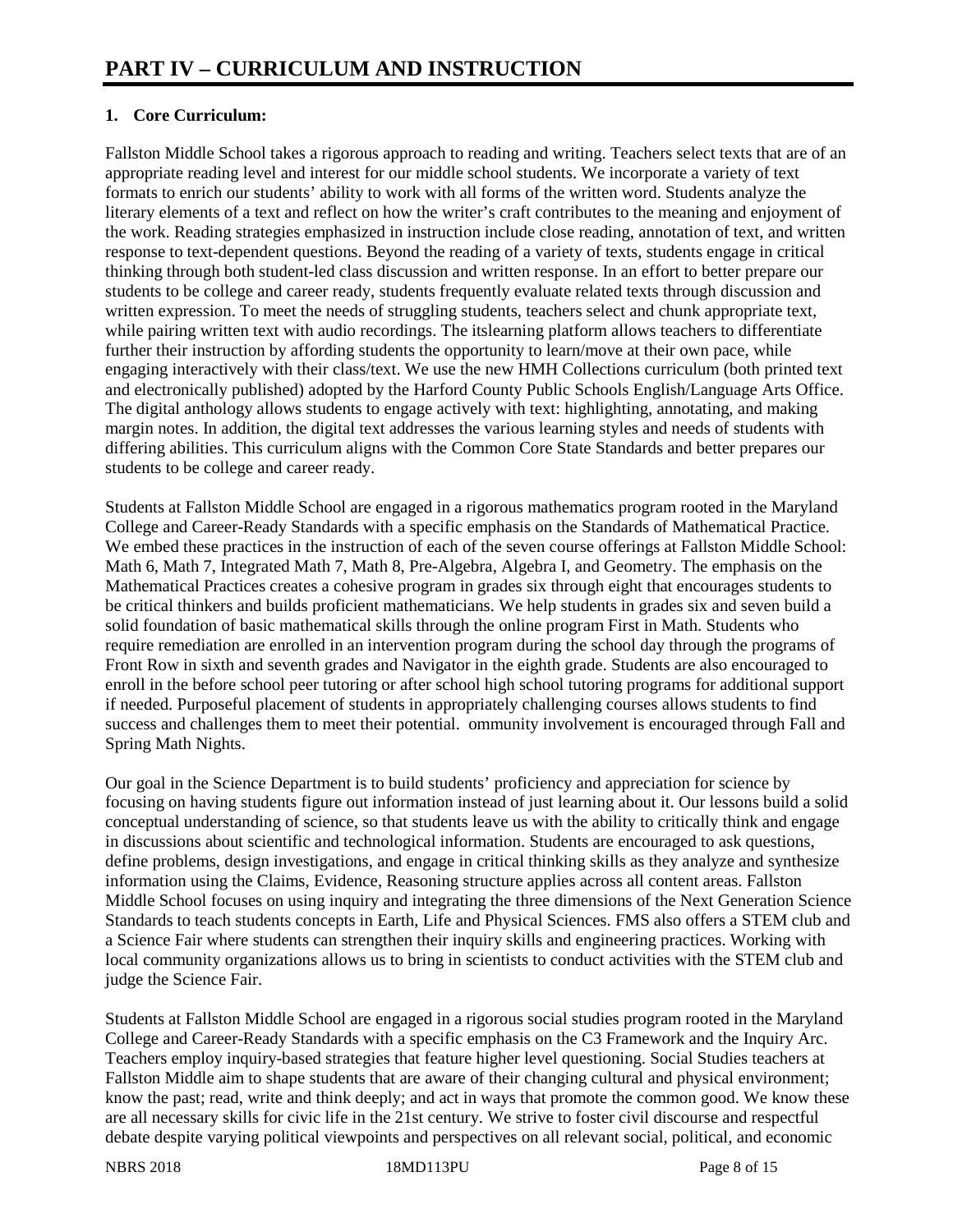# PART IV – CURRICULUM AND INSTRUCTION

## 1. Core Curriculum:

Fallston Middle School takes a rigorous approach to reading and writing. Teachers select texts that are of an appropriate reading level and interest for our middle school students. We incorporate a variety of text formats to enrich our students' ability to work with all forms of the written word. Students analyze the literary elements of a text and reflect on how the writer's craft contributes to the meaning and enjoyment of the work. Reading strategies emphasized in instruction include close reading, annotation of text, and written response to text-dependent questions. Beyond the reading of a variety of texts, students engage in critical thinking through both student-led class discussion and written response. In an effort to better prepare our students to be college and career ready, students frequently evaluate related texts through discussion and written expression. To meet the needs of struggling students, teachers select and chunk appropriate text, while pairing written text with audio recordings. The itslearning platform allows teachers to differentiate further their instruction by affording students the opportunity to learn/move at their own pace, while engaging interactively with their class/text. We use the new HMH Collections curriculum (both printed text and electronically published) adopted by the Harford County Public Schools English/Language Arts Office. The digital anthology allows students to engage actively with text: highlighting, annotating, and making margin notes. In addition, the digital text addresses the various learning styles and needs of students with differing abilities. This curriculum aligns with the Common Core State Standards and better prepares our students to be college and career ready.

Students at Fallston Middle School are engaged in a rigorous mathematics program rooted in the Maryland College and Career-Ready Standards with a specific emphasis on the Standards of Mathematical Practice. We embed these practices in the instruction of each of the seven course offerings at Fallston Middle School: Math 6, Math 7, Integrated Math 7, Math 8, Pre-Algebra, Algebra I, and Geometry. The emphasis on the Mathematical Practices creates a cohesive program in grades six through eight that encourages students to be critical thinkers and builds proficient mathematicians. We help students in grades six and seven build a solid foundation of basic mathematical skills through the online program First in Math. Students who require remediation are enrolled in an intervention program during the school day through the programs of Front Row in sixth and seventh grades and Navigator in the eighth grade. Students are also encouraged to enroll in the before school peer tutoring or after school high school tutoring programs for additional support if needed. Purposeful placement of students in appropriately challenging courses allows students to find success and challenges them to meet their potential. ommunity involvement is encouraged through Fall and Spring Math Nights.

Our goal in the Science Department is to build students' proficiency and appreciation for science by focusing on having students figure out information instead of just learning about it. Our lessons build a solid conceptual understanding of science, so that students leave us with the ability to critically think and engage in discussions about scientific and technological information. Students are encouraged to ask questions, define problems, design investigations, and engage in critical thinking skills as they analyze and synthesize information using the Claims, Evidence, Reasoning structure applies across all content areas. Fallston Middle School focuses on using inquiry and integrating the three dimensions of the Next Generation Science Standards to teach students concepts in Earth, Life and Physical Sciences. FMS also offers a STEM club and a Science Fair where students can strengthen their inquiry skills and engineering practices. Working with local community organizations allows us to bring in scientists to conduct activities with the STEM club and judge the Science Fair.

Students at Fallston Middle School are engaged in a rigorous social studies program rooted in the Maryland College and Career-Ready Standards with a specific emphasis on the C3 Framework and the Inquiry Arc. Teachers employ inquiry-based strategies that feature higher level questioning. Social Studies teachers at Fallston Middle aim to shape students that are aware of their changing cultural and physical environment; know the past; read, write and think deeply; and act in ways that promote the common good. We know these are all necessary skills for civic life in the 21st century. We strive to foster civil discourse and respectful debate despite varying political viewpoints and perspectives on all relevant social, political, and economic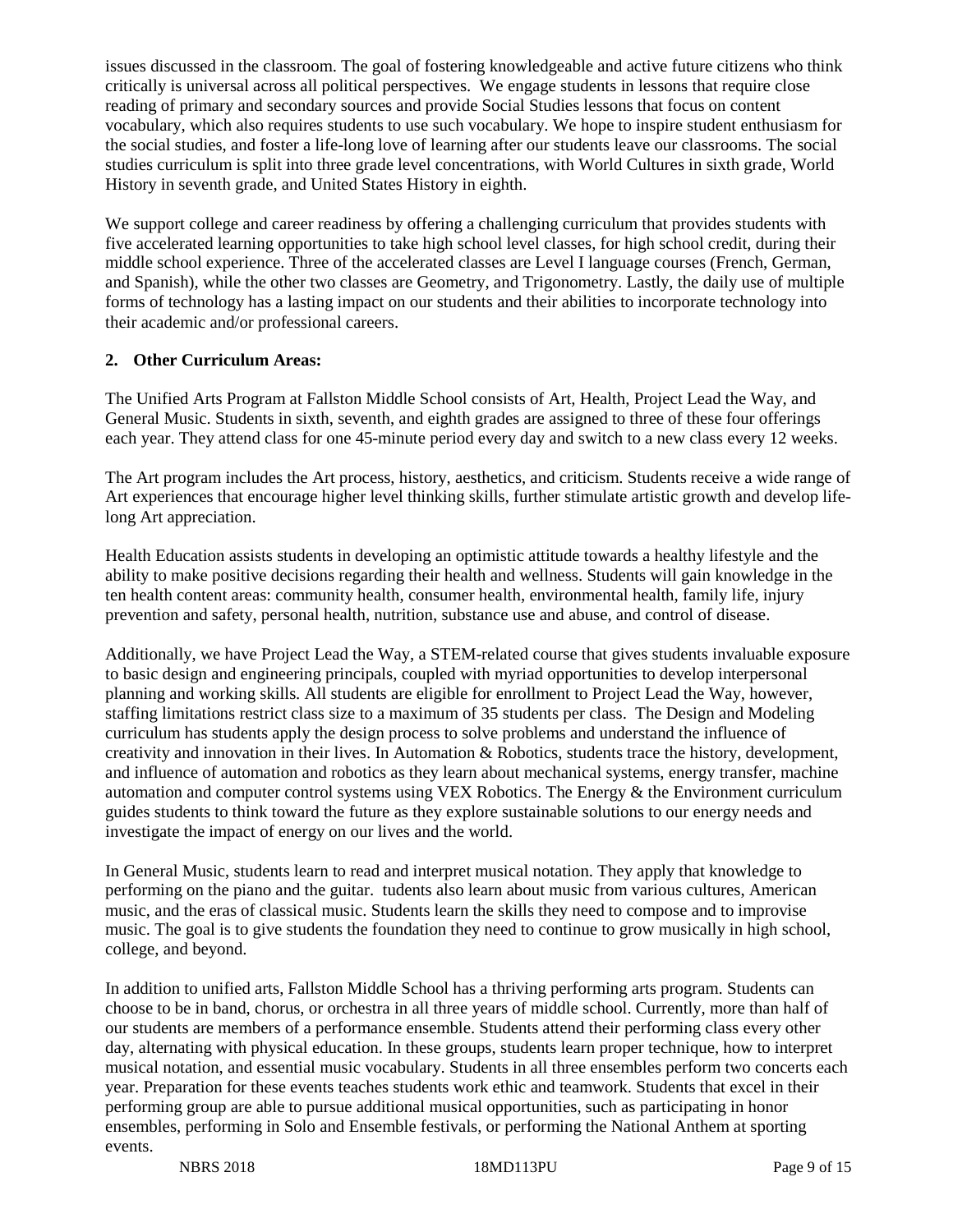issues discussed in the classroom. The goal of fostering knowledgeable and active future citizens who think critically is universal across all political perspectives. We engage students in lessons that require close reading of primary and secondary sources and provide Social Studies lessons that focus on content vocabulary, which also requires students to use such vocabulary. We hope to inspire student enthusiasm for the social studies, and foster a life-long love of learning after our students leave our classrooms. The social studies curriculum is split into three grade level concentrations, with World Cultures in sixth grade, World History in seventh grade, and United States History in eighth.

We support college and career readiness by offering a challenging curriculum that provides students with five accelerated learning opportunities to take high school level classes, for high school credit, during their middle school experience. Three of the accelerated classes are Level I language courses (French, German, and Spanish), while the other two classes are Geometry, and Trigonometry. Lastly, the daily use of multiple forms of technology has a lasting impact on our students and their abilities to incorporate technology into their academic and/or professional careers.

**2. Other Curriculum Areas:**

The Unified Arts Program at Fallston Middle School consists of Art, Health, Project Lead the Way, and General Music. Students in sixth, seventh, and eighth grades are assigned to three of these four offerings each year. They attend class for one 45-minute period every day and switch to a new class every 12 weeks.

The Art program includes the Art process, history, aesthetics, and criticism. Students receive a wide range of Art experiences that encourage higher level thinking skills, further stimulate artistic growth and develop life-long Art appreciation.

Health Education assists students in developing an optimistic attitude towards a healthy lifestyle and the ability to make positive decisions regarding their health and wellness. Students will gain knowledge in the ten health content areas: community health, consumer health, environmental health, family life, injury prevention and safety, personal health, nutrition, substance use and abuse, and control of disease.

Additionally, we have Project Lead the Way, a STEM-related course that gives students invaluable exposure to basic design and engineering principals, coupled with myriad opportunities to develop interpersonal planning and working skills. All students are eligible for enrollment to Project Lead the Way, however, staffing limitations restrict class size to a maximum of 35 students per class. The Design and Modeling curriculum has students apply the design process to solve problems and understand the influence of creativity and innovation in their lives. In Automation & Robotics, students trace the history, development, and influence of automation and robotics as they learn about mechanical systems, energy transfer, machine automation and computer control systems using VEX Robotics. The Energy & the Environment curriculum guides students to think toward the future as they explore sustainable solutions to our energy needs and investigate the impact of energy on our lives and the world.

In General Music, students learn to read and interpret musical notation. They apply that knowledge to performing on the piano and the guitar. tudents also learn about music from various cultures, American music, and the eras of classical music. Students learn the skills they need to compose and to improvise music. The goal is to give students the foundation they need to continue to grow musically in high school, college, and beyond.

In addition to unified arts, Fallston Middle School has a thriving performing arts program. Students can choose to be in band, chorus, or orchestra in all three years of middle school. Currently, more than half of our students are members of a performance ensemble. Students attend their performing class every other day, alternating with physical education. In these groups, students learn proper technique, how to interpret musical notation, and essential music vocabulary. Students in all three ensembles perform two concerts each year. Preparation for these events teaches students work ethic and teamwork. Students that excel in their performing group are able to pursue additional musical opportunities, such as participating in honor ensembles, performing in Solo and Ensemble festivals, or performing the National Anthem at sporting events.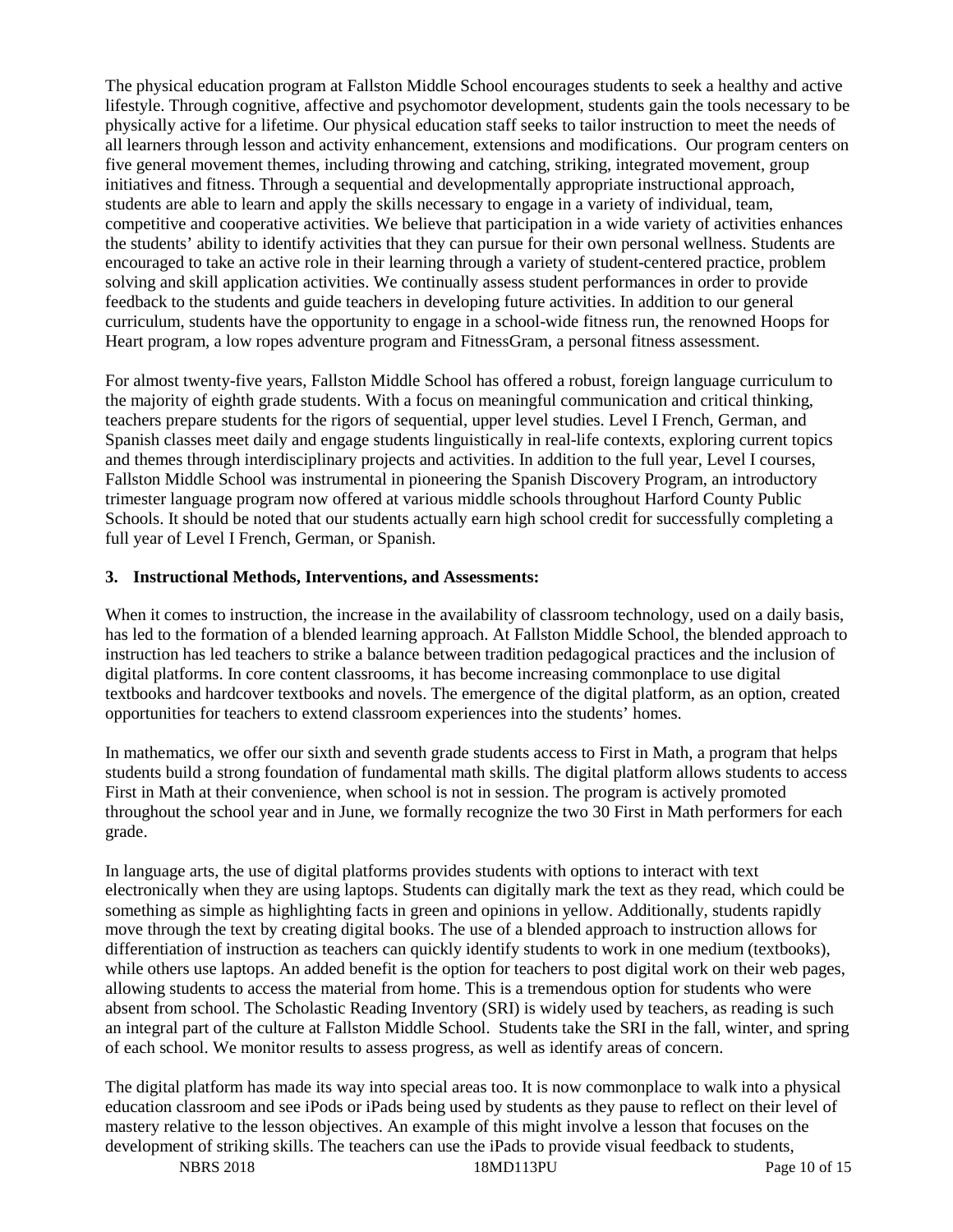The physical education program at Fallston Middle School encourages students to seek a healthy and active lifestyle. Through cognitive, affective and psychomotor development, students gain the tools necessary to be physically active for a lifetime. Our physical education staff seeks to tailor instruction to meet the needs of all learners through lesson and activity enhancement, extensions and modifications. Our program centers on five general movement themes, including throwing and catching, striking, integrated movement, group initiatives and fitness. Through a sequential and developmentally appropriate instructional approach, students are able to learn and apply the skills necessary to engage in a variety of individual, team, competitive and cooperative activities. We believe that participation in a wide variety of activities enhances the students' ability to identify activities that they can pursue for their own personal wellness. Students are encouraged to take an active role in their learning through a variety of student-centered practice, problem solving and skill application activities. We continually assess student performances in order to provide feedback to the students and guide teachers in developing future activities. In addition to our general curriculum, students have the opportunity to engage in a school-wide fitness run, the renowned Hoops for Heart program, a low ropes adventure program and FitnessGram, a personal fitness assessment.

For almost twenty-five years, Fallston Middle School has offered a robust, foreign language curriculum to the majority of eighth grade students. With a focus on meaningful communication and critical thinking, teachers prepare students for the rigors of sequential, upper level studies. Level I French, German, and Spanish classes meet daily and engage students linguistically in real-life contexts, exploring current topics and themes through interdisciplinary projects and activities. In addition to the full year, Level I courses, Fallston Middle School was instrumental in pioneering the Spanish Discovery Program, an introductory trimester language program now offered at various middle schools throughout Harford County Public Schools. It should be noted that our students actually earn high school credit for successfully completing a full year of Level I French, German, or Spanish.

### 3. Instructional Methods, Interventions, and Assessments:

When it comes to instruction, the increase in the availability of classroom technology, used on a daily basis, has led to the formation of a blended learning approach. At Fallston Middle School, the blended approach to instruction has led teachers to strike a balance between tradition pedagogical practices and the inclusion of digital platforms. In core content classrooms, it has become increasing commonplace to use digital textbooks and hardcover textbooks and novels. The emergence of the digital platform, as an option, created opportunities for teachers to extend classroom experiences into the students' homes.

In mathematics, we offer our sixth and seventh grade students access to First in Math, a program that helps students build a strong foundation of fundamental math skills. The digital platform allows students to access First in Math at their convenience, when school is not in session. The program is actively promoted throughout the school year and in June, we formally recognize the two 30 First in Math performers for each grade.

In language arts, the use of digital platforms provides students with options to interact with text electronically when they are using laptops. Students can digitally mark the text as they read, which could be something as simple as highlighting facts in green and opinions in yellow. Additionally, students rapidly move through the text by creating digital books. The use of a blended approach to instruction allows for differentiation of instruction as teachers can quickly identify students to work in one medium (textbooks), while others use laptops. An added benefit is the option for teachers to post digital work on their web pages, allowing students to access the material from home. This is a tremendous option for students who were absent from school. The Scholastic Reading Inventory (SRI) is widely used by teachers, as reading is such an integral part of the culture at Fallston Middle School. Students take the SRI in the fall, winter, and spring of each school. We monitor results to assess progress, as well as identify areas of concern.

The digital platform has made its way into special areas too. It is now commonplace to walk into a physical education classroom and see iPods or iPads being used by students as they pause to reflect on their level of mastery relative to the lesson objectives. An example of this might involve a lesson that focuses on the development of striking skills. The teachers can use the iPads to provide visual feedback to students,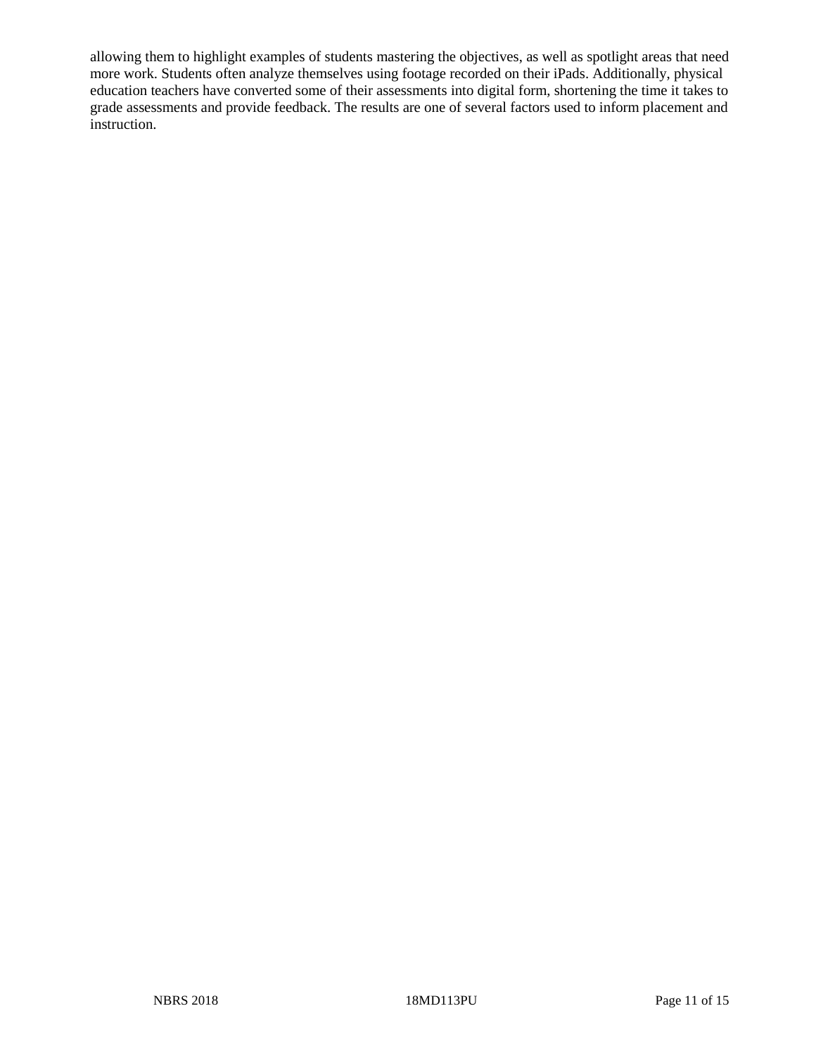allowing them to highlight examples of students mastering the objectives, as well as spotlight areas that need more work. Students often analyze themselves using footage recorded on their iPads. Additionally, physical education teachers have converted some of their assessments into digital form, shortening the time it takes to grade assessments and provide feedback. The results are one of several factors used to inform placement and instruction.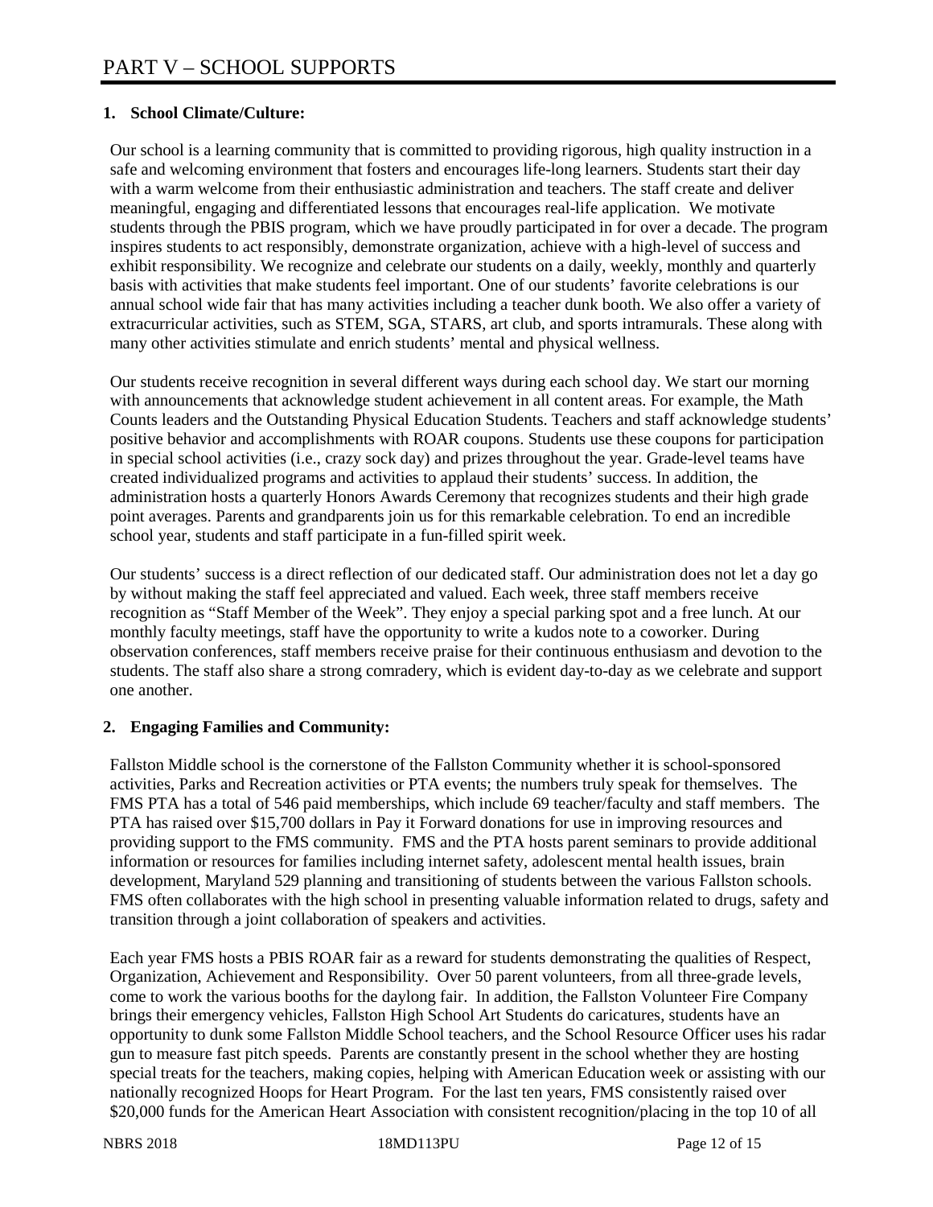# PART V – SCHOOL SUPPORTS

**1. School Climate/Culture:**

Our school is a learning community that is committed to providing rigorous, high quality instruction in a safe and welcoming environment that fosters and encourages life-long learners. Students start their day with a warm welcome from their enthusiastic administration and teachers. The staff create and deliver meaningful, engaging and differentiated lessons that encourages real-life application. We motivate students through the PBIS program, which we have proudly participated in for over a decade. The program inspires students to act responsibly, demonstrate organization, achieve with a high-level of success and exhibit responsibility. We recognize and celebrate our students on a daily, weekly, monthly and quarterly basis with activities that make students feel important. One of our students' favorite celebrations is our annual school wide fair that has many activities including a teacher dunk booth. We also offer a variety of extracurricular activities, such as STEM, SGA, STARS, art club, and sports intramurals. These along with many other activities stimulate and enrich students' mental and physical wellness.

Our students receive recognition in several different ways during each school day. We start our morning with announcements that acknowledge student achievement in all content areas. For example, the Math Counts leaders and the Outstanding Physical Education Students. Teachers and staff acknowledge students' positive behavior and accomplishments with ROAR coupons. Students use these coupons for participation in special school activities (i.e., crazy sock day) and prizes throughout the year. Grade-level teams have created individualized programs and activities to applaud their students' success. In addition, the administration hosts a quarterly Honors Awards Ceremony that recognizes students and their high grade point averages. Parents and grandparents join us for this remarkable celebration. To end an incredible school year, students and staff participate in a fun-filled spirit week.

Our students' success is a direct reflection of our dedicated staff. Our administration does not let a day go by without making the staff feel appreciated and valued. Each week, three staff members receive recognition as "Staff Member of the Week". They enjoy a special parking spot and a free lunch. At our monthly faculty meetings, staff have the opportunity to write a kudos note to a coworker. During observation conferences, staff members receive praise for their continuous enthusiasm and devotion to the students. The staff also share a strong comradery, which is evident day-to-day as we celebrate and support one another.

**2. Engaging Families and Community:**

Fallston Middle school is the cornerstone of the Fallston Community whether it is school-sponsored activities, Parks and Recreation activities or PTA events; the numbers truly speak for themselves. The FMS PTA has a total of 546 paid memberships, which include 69 teacher/faculty and staff members. The PTA has raised over $15,700 dollars in Pay it Forward donations for use in improving resources and providing support to the FMS community. FMS and the PTA hosts parent seminars to provide additional information or resources for families including internet safety, adolescent mental health issues, brain development, Maryland 529 planning and transitioning of students between the various Fallston schools. FMS often collaborates with the high school in presenting valuable information related to drugs, safety and transition through a joint collaboration of speakers and activities.

Each year FMS hosts a PBIS ROAR fair as a reward for students demonstrating the qualities of Respect, Organization, Achievement and Responsibility. Over 50 parent volunteers, from all three-grade levels, come to work the various booths for the daylong fair. In addition, the Fallston Volunteer Fire Company brings their emergency vehicles, Fallston High School Art Students do caricatures, students have an opportunity to dunk some Fallston Middle School teachers, and the School Resource Officer uses his radar gun to measure fast pitch speeds. Parents are constantly present in the school whether they are hosting special treats for the teachers, making copies, helping with American Education week or assisting with our nationally recognized Hoops for Heart Program. For the last ten years, FMS consistently raised over $20,000 funds for the American Heart Association with consistent recognition/placing in the top 10 of all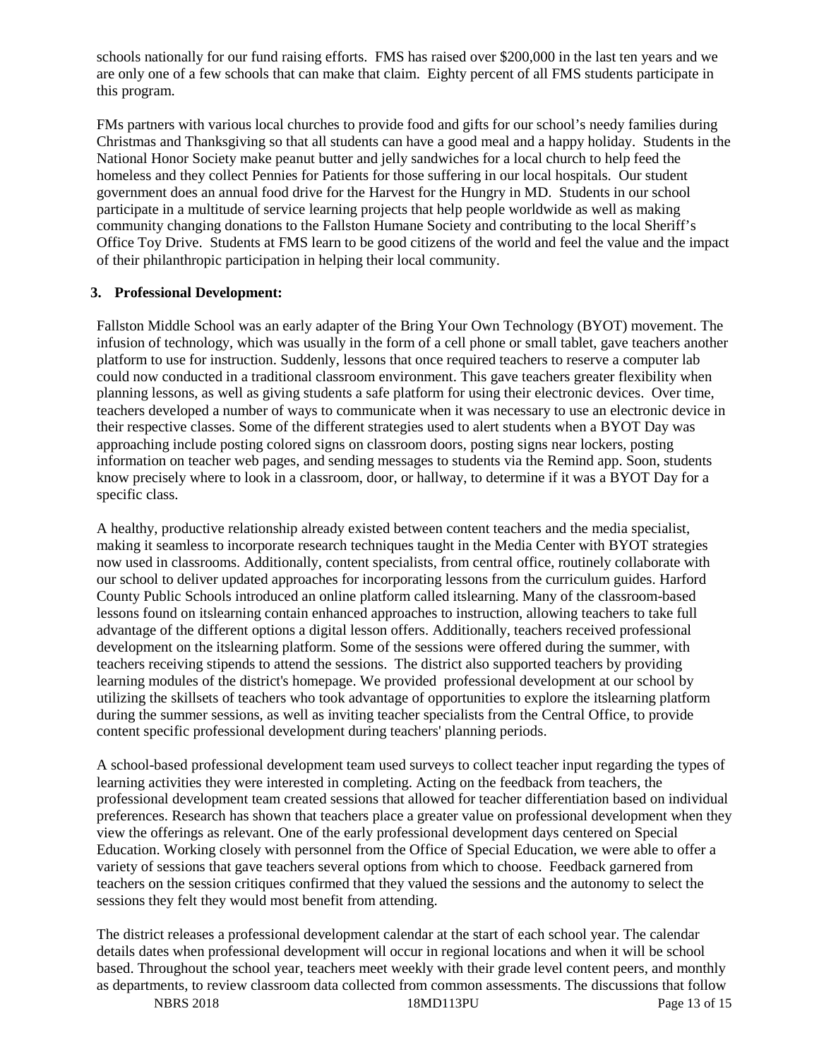schools nationally for our fund raising efforts. FMS has raised over $200,000 in the last ten years and we are only one of a few schools that can make that claim. Eighty percent of all FMS students participate in this program.

FMs partners with various local churches to provide food and gifts for our school's needy families during Christmas and Thanksgiving so that all students can have a good meal and a happy holiday. Students in the National Honor Society make peanut butter and jelly sandwiches for a local church to help feed the homeless and they collect Pennies for Patients for those suffering in our local hospitals. Our student government does an annual food drive for the Harvest for the Hungry in MD. Students in our school participate in a multitude of service learning projects that help people worldwide as well as making community changing donations to the Fallston Humane Society and contributing to the local Sheriff's Office Toy Drive. Students at FMS learn to be good citizens of the world and feel the value and the impact of their philanthropic participation in helping their local community.

**3. Professional Development:**

Fallston Middle School was an early adapter of the Bring Your Own Technology (BYOT) movement. The infusion of technology, which was usually in the form of a cell phone or small tablet, gave teachers another platform to use for instruction. Suddenly, lessons that once required teachers to reserve a computer lab could now conducted in a traditional classroom environment. This gave teachers greater flexibility when planning lessons, as well as giving students a safe platform for using their electronic devices. Over time, teachers developed a number of ways to communicate when it was necessary to use an electronic device in their respective classes. Some of the different strategies used to alert students when a BYOT Day was approaching include posting colored signs on classroom doors, posting signs near lockers, posting information on teacher web pages, and sending messages to students via the Remind app. Soon, students know precisely where to look in a classroom, door, or hallway, to determine if it was a BYOT Day for a specific class.

A healthy, productive relationship already existed between content teachers and the media specialist, making it seamless to incorporate research techniques taught in the Media Center with BYOT strategies now used in classrooms. Additionally, content specialists, from central office, routinely collaborate with our school to deliver updated approaches for incorporating lessons from the curriculum guides. Harford County Public Schools introduced an online platform called itslearning. Many of the classroom-based lessons found on itslearning contain enhanced approaches to instruction, allowing teachers to take full advantage of the different options a digital lesson offers. Additionally, teachers received professional development on the itslearning platform. Some of the sessions were offered during the summer, with teachers receiving stipends to attend the sessions. The district also supported teachers by providing learning modules of the district's homepage. We provided professional development at our school by utilizing the skillsets of teachers who took advantage of opportunities to explore the itslearning platform during the summer sessions, as well as inviting teacher specialists from the Central Office, to provide content specific professional development during teachers' planning periods.

A school-based professional development team used surveys to collect teacher input regarding the types of learning activities they were interested in completing. Acting on the feedback from teachers, the professional development team created sessions that allowed for teacher differentiation based on individual preferences. Research has shown that teachers place a greater value on professional development when they view the offerings as relevant. One of the early professional development days centered on Special Education. Working closely with personnel from the Office of Special Education, we were able to offer a variety of sessions that gave teachers several options from which to choose. Feedback garnered from teachers on the session critiques confirmed that they valued the sessions and the autonomy to select the sessions they felt they would most benefit from attending.

The district releases a professional development calendar at the start of each school year. The calendar details dates when professional development will occur in regional locations and when it will be school based. Throughout the school year, teachers meet weekly with their grade level content peers, and monthly as departments, to review classroom data collected from common assessments. The discussions that follow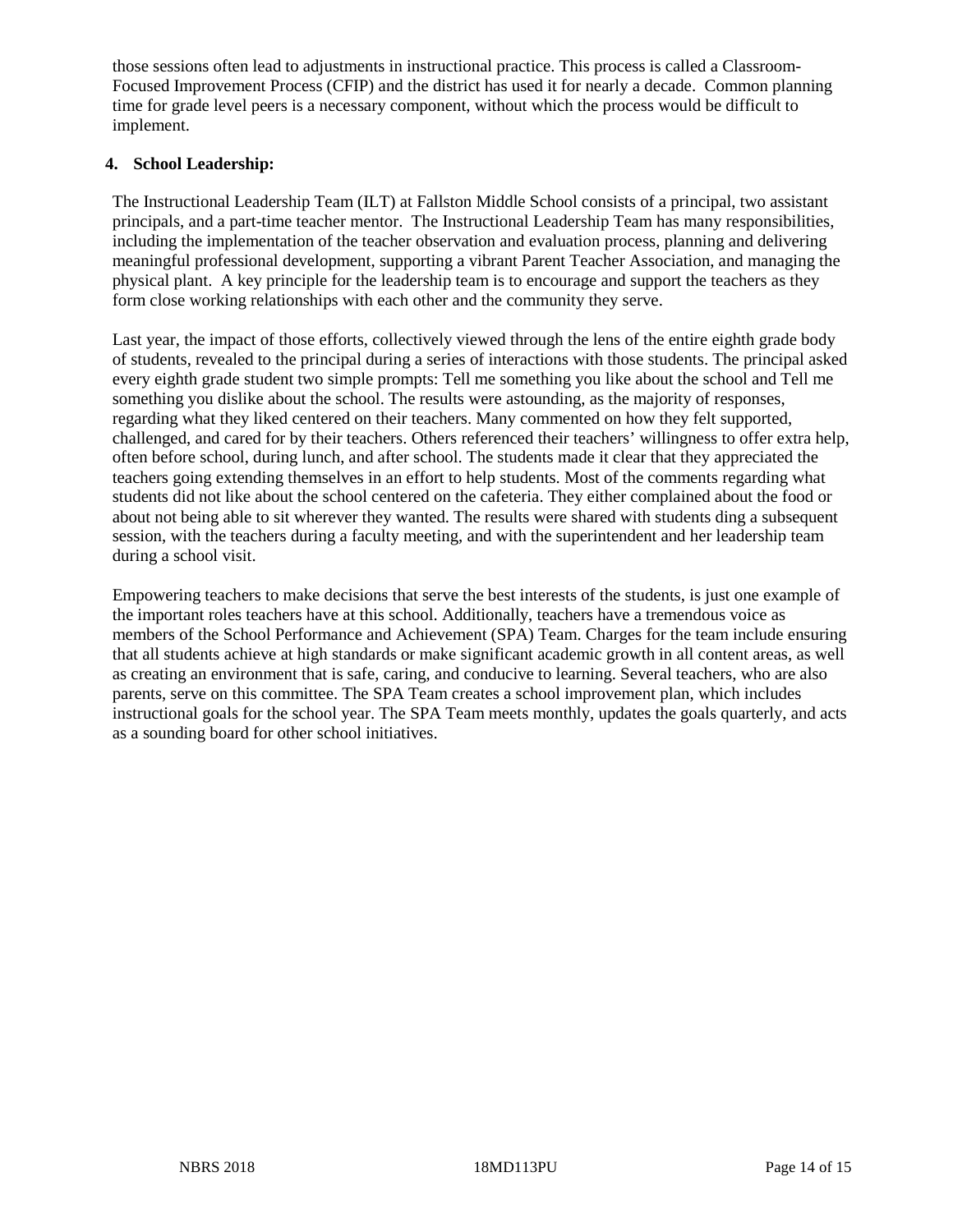those sessions often lead to adjustments in instructional practice. This process is called a Classroom-Focused Improvement Process (CFIP) and the district has used it for nearly a decade. Common planning time for grade level peers is a necessary component, without which the process would be difficult to implement.

**4. School Leadership:**

The Instructional Leadership Team (ILT) at Fallston Middle School consists of a principal, two assistant principals, and a part-time teacher mentor. The Instructional Leadership Team has many responsibilities, including the implementation of the teacher observation and evaluation process, planning and delivering meaningful professional development, supporting a vibrant Parent Teacher Association, and managing the physical plant. A key principle for the leadership team is to encourage and support the teachers as they form close working relationships with each other and the community they serve.

Last year, the impact of those efforts, collectively viewed through the lens of the entire eighth grade body of students, revealed to the principal during a series of interactions with those students. The principal asked every eighth grade student two simple prompts: Tell me something you like about the school and Tell me something you dislike about the school. The results were astounding, as the majority of responses, regarding what they liked centered on their teachers. Many commented on how they felt supported, challenged, and cared for by their teachers. Others referenced their teachers' willingness to offer extra help, often before school, during lunch, and after school. The students made it clear that they appreciated the teachers going extending themselves in an effort to help students. Most of the comments regarding what students did not like about the school centered on the cafeteria. They either complained about the food or about not being able to sit wherever they wanted. The results were shared with students ding a subsequent session, with the teachers during a faculty meeting, and with the superintendent and her leadership team during a school visit.

Empowering teachers to make decisions that serve the best interests of the students, is just one example of the important roles teachers have at this school. Additionally, teachers have a tremendous voice as members of the School Performance and Achievement (SPA) Team. Charges for the team include ensuring that all students achieve at high standards or make significant academic growth in all content areas, as well as creating an environment that is safe, caring, and conducive to learning. Several teachers, who are also parents, serve on this committee. The SPA Team creates a school improvement plan, which includes instructional goals for the school year. The SPA Team meets monthly, updates the goals quarterly, and acts as a sounding board for other school initiatives.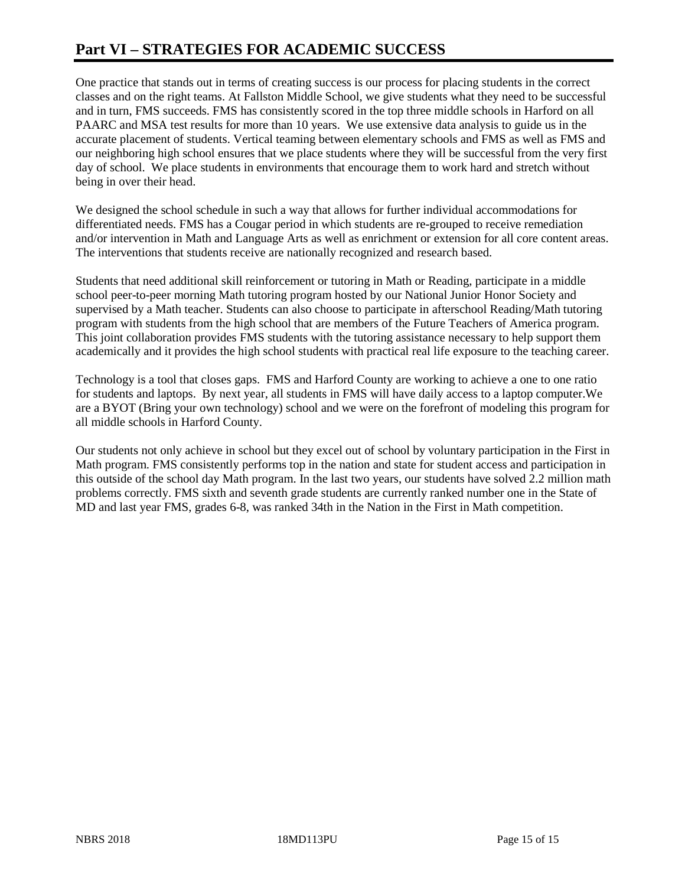# Part VI – STRATEGIES FOR ACADEMIC SUCCESS

One practice that stands out in terms of creating success is our process for placing students in the correct classes and on the right teams. At Fallston Middle School, we give students what they need to be successful and in turn, FMS succeeds. FMS has consistently scored in the top three middle schools in Harford on all PAARC and MSA test results for more than 10 years. We use extensive data analysis to guide us in the accurate placement of students. Vertical teaming between elementary schools and FMS as well as FMS and our neighboring high school ensures that we place students where they will be successful from the very first day of school. We place students in environments that encourage them to work hard and stretch without being in over their head.

We designed the school schedule in such a way that allows for further individual accommodations for differentiated needs. FMS has a Cougar period in which students are re-grouped to receive remediation and/or intervention in Math and Language Arts as well as enrichment or extension for all core content areas. The interventions that students receive are nationally recognized and research based.

Students that need additional skill reinforcement or tutoring in Math or Reading, participate in a middle school peer-to-peer morning Math tutoring program hosted by our National Junior Honor Society and supervised by a Math teacher. Students can also choose to participate in afterschool Reading/Math tutoring program with students from the high school that are members of the Future Teachers of America program. This joint collaboration provides FMS students with the tutoring assistance necessary to help support them academically and it provides the high school students with practical real life exposure to the teaching career.

Technology is a tool that closes gaps. FMS and Harford County are working to achieve a one to one ratio for students and laptops. By next year, all students in FMS will have daily access to a laptop computer.We are a BYOT (Bring your own technology) school and we were on the forefront of modeling this program for all middle schools in Harford County.

Our students not only achieve in school but they excel out of school by voluntary participation in the First in Math program. FMS consistently performs top in the nation and state for student access and participation in this outside of the school day Math program. In the last two years, our students have solved 2.2 million math problems correctly. FMS sixth and seventh grade students are currently ranked number one in the State of MD and last year FMS, grades 6-8, was ranked 34th in the Nation in the First in Math competition.